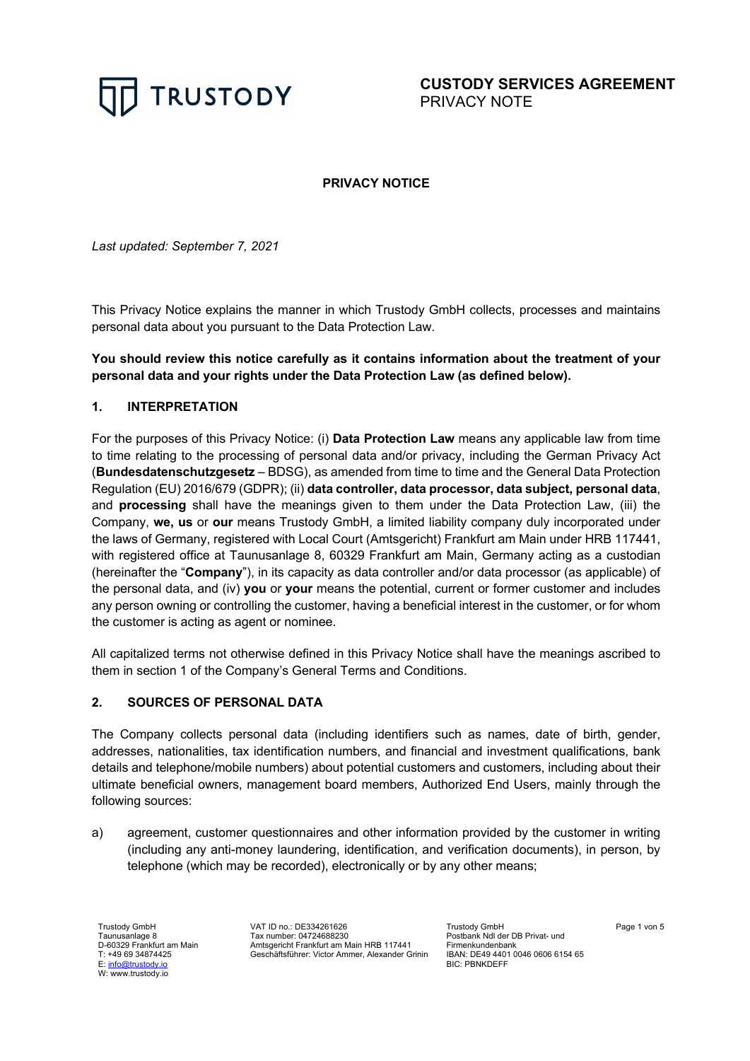# PRIVACY NOTICE

*Last updated: September 7, 2021*

This Privacy Notice explains the manner in which Trustody GmbH collects, processes and maintains personal data about you pursuant to the Data Protection Law.

**You should review this notice carefully as it contains information about the treatment of your personal data and your rights under the Data Protection Law (as defined below).**

## 1. INTERPRETATION

For the purposes of this Privacy Notice: (i) **Data Protection Law** means any applicable law from time to time relating to the processing of personal data and/or privacy, including the German Privacy Act (**Bundesdatenschutzgesetz** – BDSG), as amended from time to time and the General Data Protection Regulation (EU) 2016/679 (GDPR); (ii) **data controller, data processor, data subject, personal data**, and **processing** shall have the meanings given to them under the Data Protection Law, (iii) the Company, **we, us** or **our** means Trustody GmbH, a limited liability company duly incorporated under the laws of Germany, registered with Local Court (Amtsgericht) Frankfurt am Main under HRB 117441, with registered office at Taunusanlage 8, 60329 Frankfurt am Main, Germany acting as a custodian (hereinafter the "**Company**"), in its capacity as data controller and/or data processor (as applicable) of the personal data, and (iv) **you** or **your** means the potential, current or former customer and includes any person owning or controlling the customer, having a beneficial interest in the customer, or for whom the customer is acting as agent or nominee.

All capitalized terms not otherwise defined in this Privacy Notice shall have the meanings ascribed to them in section 1 of the Company's General Terms and Conditions.

## 2. SOURCES OF PERSONAL DATA

The Company collects personal data (including identifiers such as names, date of birth, gender, addresses, nationalities, tax identification numbers, and financial and investment qualifications, bank details and telephone/mobile numbers) about potential customers and customers, including about their ultimate beneficial owners, management board members, Authorized End Users, mainly through the following sources:

a) agreement, customer questionnaires and other information provided by the customer in writing (including any anti-money laundering, identification, and verification documents), in person, by telephone (which may be recorded), electronically or by any other means;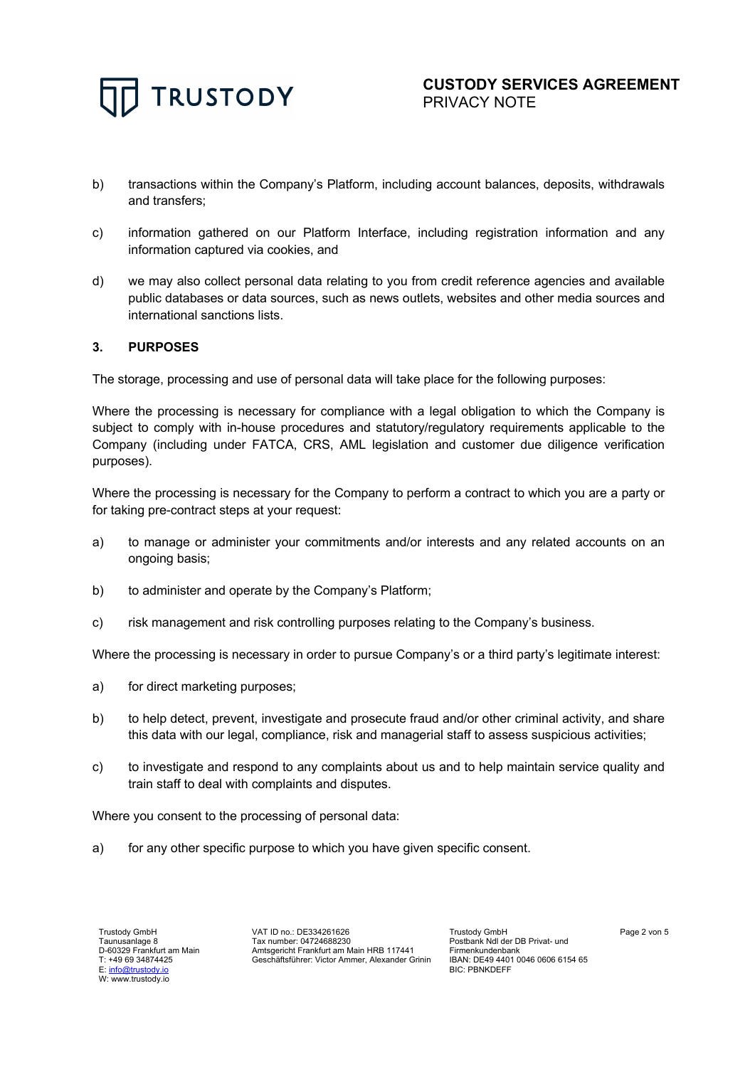b) transactions within the Company's Platform, including account balances, deposits, withdrawals and transfers;

c) information gathered on our Platform Interface, including registration information and any information captured via cookies, and

d) we may also collect personal data relating to you from credit reference agencies and available public databases or data sources, such as news outlets, websites and other media sources and international sanctions lists.

## 3. PURPOSES

The storage, processing and use of personal data will take place for the following purposes:

Where the processing is necessary for compliance with a legal obligation to which the Company is subject to comply with in-house procedures and statutory/regulatory requirements applicable to the Company (including under FATCA, CRS, AML legislation and customer due diligence verification purposes).

Where the processing is necessary for the Company to perform a contract to which you are a party or for taking pre-contract steps at your request:

a) to manage or administer your commitments and/or interests and any related accounts on an ongoing basis;

b) to administer and operate by the Company's Platform;

c) risk management and risk controlling purposes relating to the Company's business.

Where the processing is necessary in order to pursue Company's or a third party's legitimate interest:

a) for direct marketing purposes;

b) to help detect, prevent, investigate and prosecute fraud and/or other criminal activity, and share this data with our legal, compliance, risk and managerial staff to assess suspicious activities;

c) to investigate and respond to any complaints about us and to help maintain service quality and train staff to deal with complaints and disputes.

Where you consent to the processing of personal data:

a) for any other specific purpose to which you have given specific consent.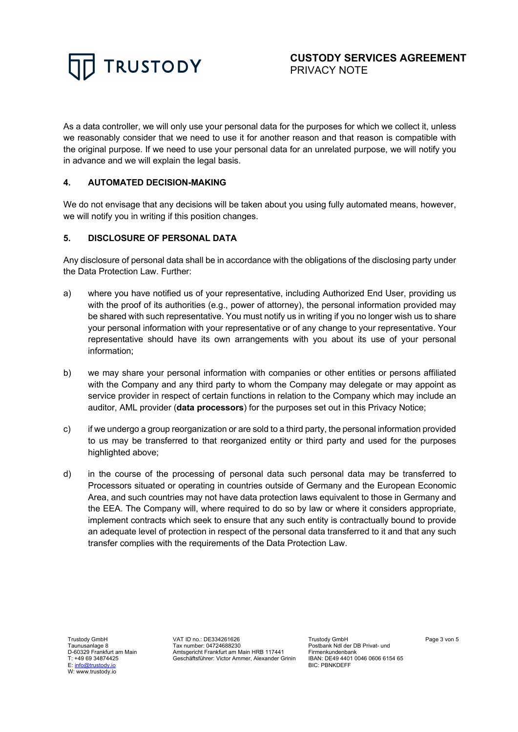As a data controller, we will only use your personal data for the purposes for which we collect it, unless we reasonably consider that we need to use it for another reason and that reason is compatible with the original purpose. If we need to use your personal data for an unrelated purpose, we will notify you in advance and we will explain the legal basis.

## 4. AUTOMATED DECISION-MAKING

We do not envisage that any decisions will be taken about you using fully automated means, however, we will notify you in writing if this position changes.

## 5. DISCLOSURE OF PERSONAL DATA

Any disclosure of personal data shall be in accordance with the obligations of the disclosing party under the Data Protection Law. Further:

a) where you have notified us of your representative, including Authorized End User, providing us with the proof of its authorities (e.g., power of attorney), the personal information provided may be shared with such representative. You must notify us in writing if you no longer wish us to share your personal information with your representative or of any change to your representative. Your representative should have its own arrangements with you about its use of your personal information;

b) we may share your personal information with companies or other entities or persons affiliated with the Company and any third party to whom the Company may delegate or may appoint as service provider in respect of certain functions in relation to the Company which may include an auditor, AML provider (**data processors**) for the purposes set out in this Privacy Notice;

c) if we undergo a group reorganization or are sold to a third party, the personal information provided to us may be transferred to that reorganized entity or third party and used for the purposes highlighted above;

d) in the course of the processing of personal data such personal data may be transferred to Processors situated or operating in countries outside of Germany and the European Economic Area, and such countries may not have data protection laws equivalent to those in Germany and the EEA. The Company will, where required to do so by law or where it considers appropriate, implement contracts which seek to ensure that any such entity is contractually bound to provide an adequate level of protection in respect of the personal data transferred to it and that any such transfer complies with the requirements of the Data Protection Law.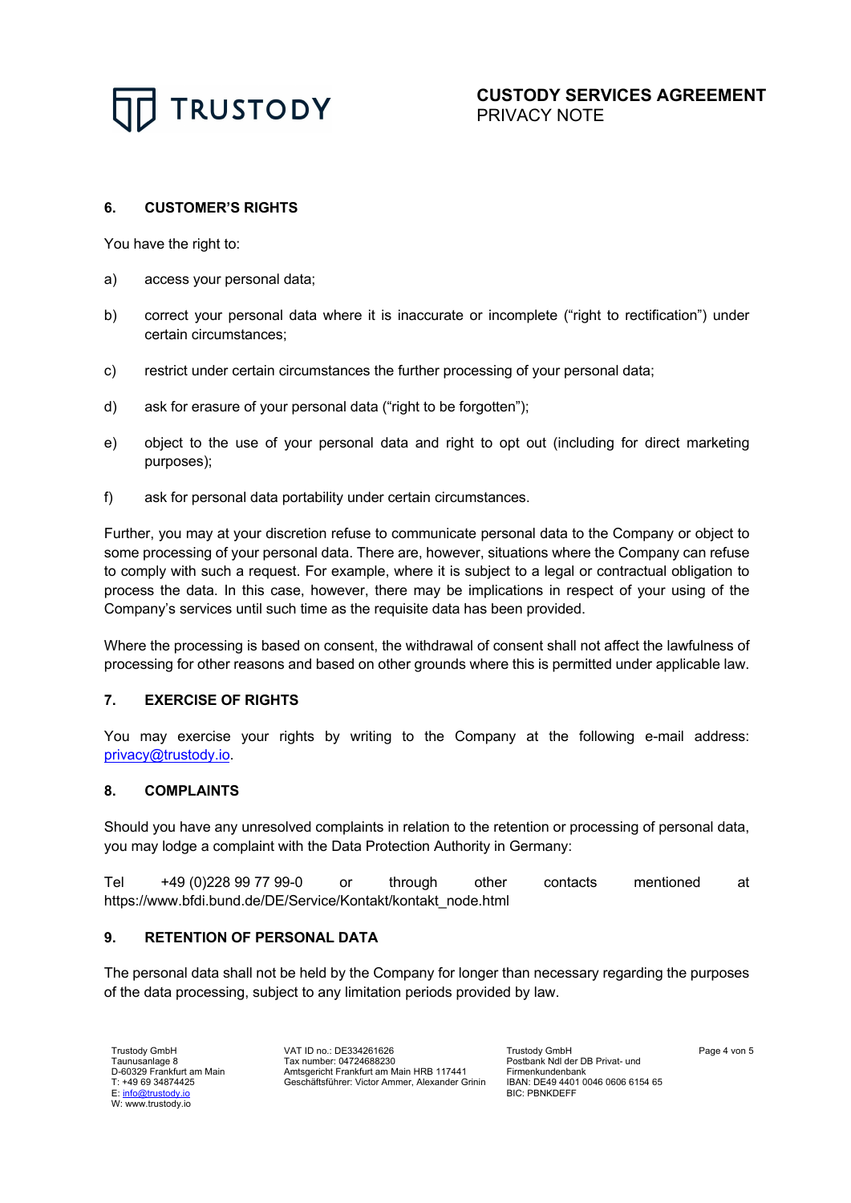## 6. CUSTOMER'S RIGHTS

You have the right to:

a) access your personal data;

b) correct your personal data where it is inaccurate or incomplete ("right to rectification") under certain circumstances;

c) restrict under certain circumstances the further processing of your personal data;

d) ask for erasure of your personal data ("right to be forgotten");

e) object to the use of your personal data and right to opt out (including for direct marketing purposes);

f) ask for personal data portability under certain circumstances.

Further, you may at your discretion refuse to communicate personal data to the Company or object to some processing of your personal data. There are, however, situations where the Company can refuse to comply with such a request. For example, where it is subject to a legal or contractual obligation to process the data. In this case, however, there may be implications in respect of your using of the Company's services until such time as the requisite data has been provided.

Where the processing is based on consent, the withdrawal of consent shall not affect the lawfulness of processing for other reasons and based on other grounds where this is permitted under applicable law.

## 7. EXERCISE OF RIGHTS

You may exercise your rights by writing to the Company at the following e-mail address: privacy@trustody.io.

## 8. COMPLAINTS

Should you have any unresolved complaints in relation to the retention or processing of personal data, you may lodge a complaint with the Data Protection Authority in Germany:

Tel +49 (0)228 99 77 99-0 or through other contacts mentioned at https://www.bfdi.bund.de/DE/Service/Kontakt/kontakt_node.html

## 9. RETENTION OF PERSONAL DATA

The personal data shall not be held by the Company for longer than necessary regarding the purposes of the data processing, subject to any limitation periods provided by law.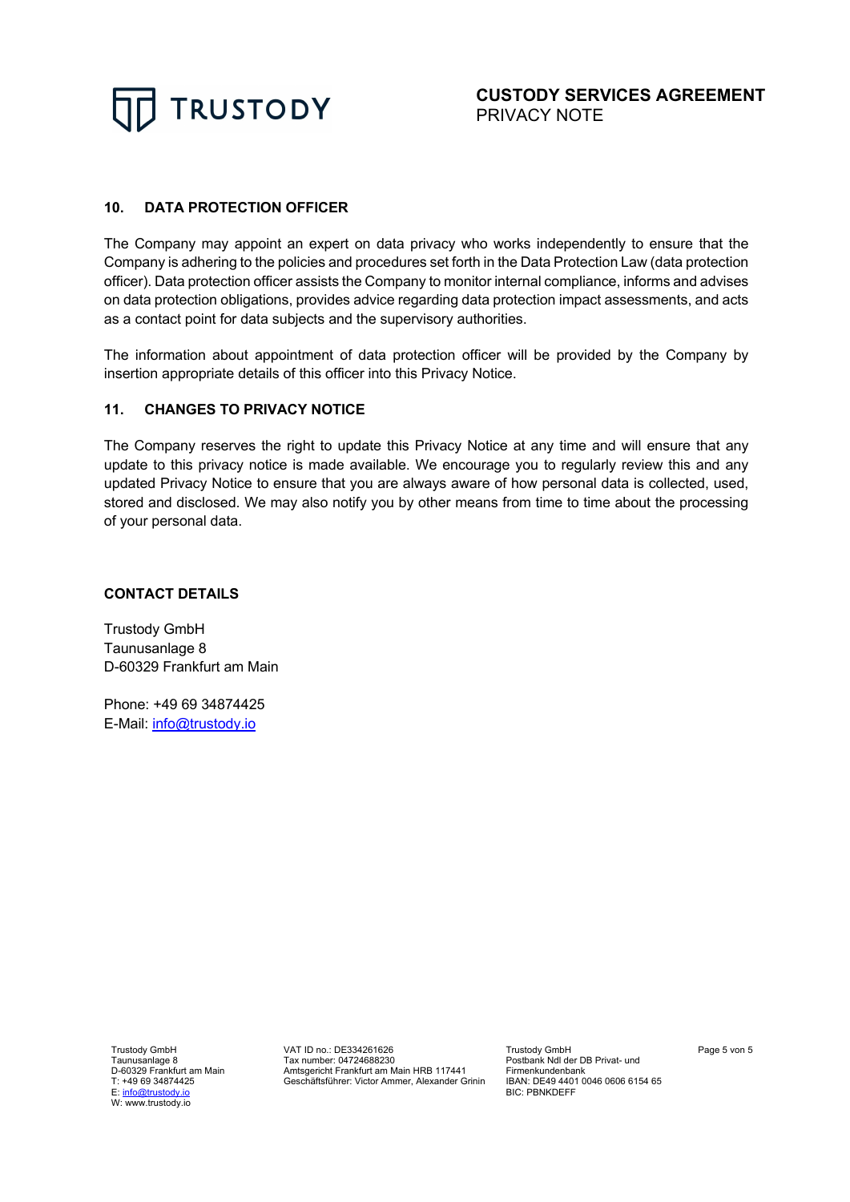## 10. DATA PROTECTION OFFICER

The Company may appoint an expert on data privacy who works independently to ensure that the Company is adhering to the policies and procedures set forth in the Data Protection Law (data protection officer). Data protection officer assists the Company to monitor internal compliance, informs and advises on data protection obligations, provides advice regarding data protection impact assessments, and acts as a contact point for data subjects and the supervisory authorities.

The information about appointment of data protection officer will be provided by the Company by insertion appropriate details of this officer into this Privacy Notice.

## 11. CHANGES TO PRIVACY NOTICE

The Company reserves the right to update this Privacy Notice at any time and will ensure that any update to this privacy notice is made available. We encourage you to regularly review this and any updated Privacy Notice to ensure that you are always aware of how personal data is collected, used, stored and disclosed. We may also notify you by other means from time to time about the processing of your personal data.

## CONTACT DETAILS

Trustody GmbH
Taunusanlage 8
D-60329 Frankfurt am Main

Phone: +49 69 34874425
E-Mail: info@trustody.io